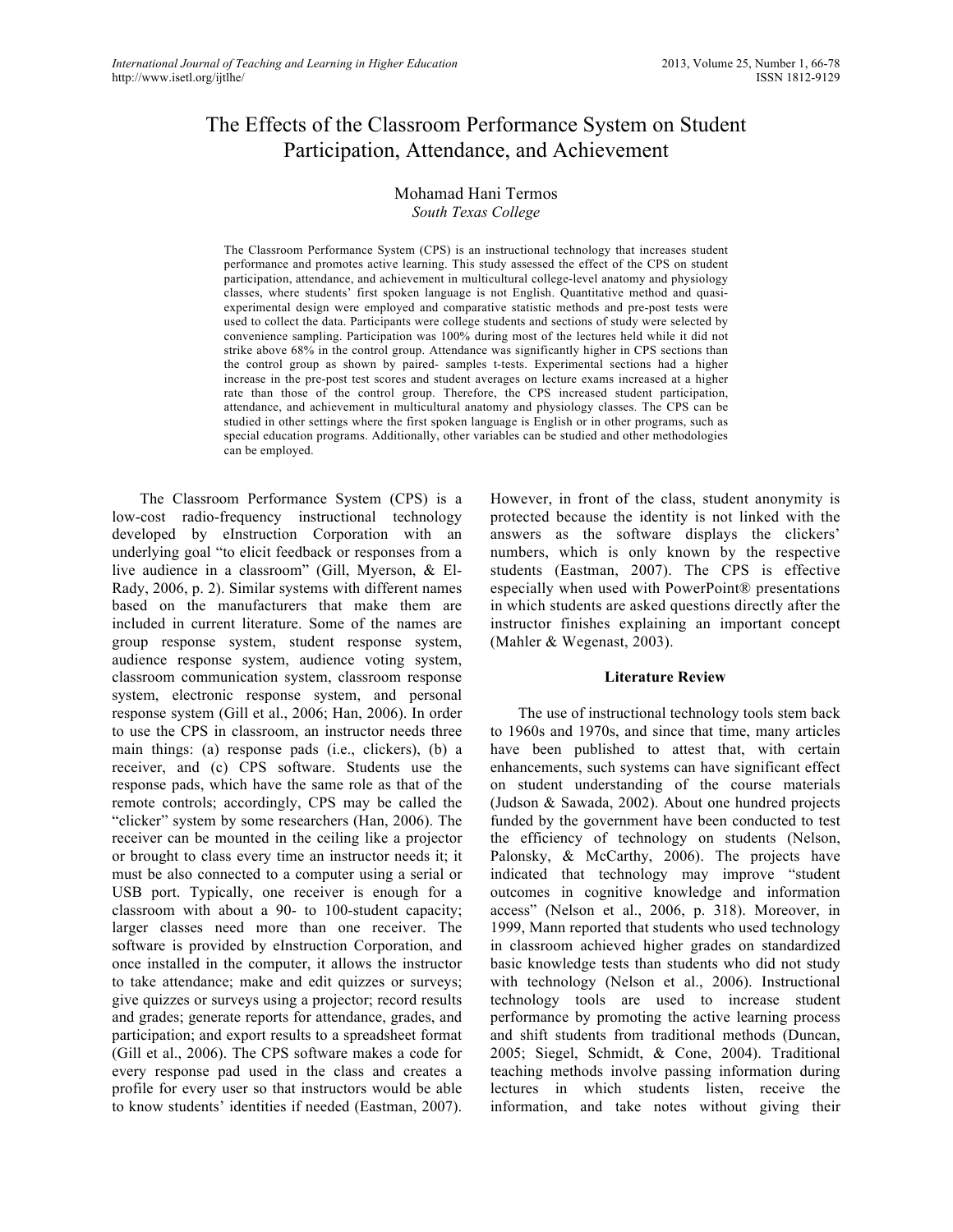# The Effects of the Classroom Performance System on Student Participation, Attendance, and Achievement

Mohamad Hani Termos
*South Texas College*

The Classroom Performance System (CPS) is an instructional technology that increases student performance and promotes active learning. This study assessed the effect of the CPS on student participation, attendance, and achievement in multicultural college-level anatomy and physiology classes, where students' first spoken language is not English. Quantitative method and quasi-experimental design were employed and comparative statistic methods and pre-post tests were used to collect the data. Participants were college students and sections of study were selected by convenience sampling. Participation was 100% during most of the lectures held while it did not strike above 68% in the control group. Attendance was significantly higher in CPS sections than the control group as shown by paired- samples t-tests. Experimental sections had a higher increase in the pre-post test scores and student averages on lecture exams increased at a higher rate than those of the control group. Therefore, the CPS increased student participation, attendance, and achievement in multicultural anatomy and physiology classes. The CPS can be studied in other settings where the first spoken language is English or in other programs, such as special education programs. Additionally, other variables can be studied and other methodologies can be employed.

The Classroom Performance System (CPS) is a low-cost radio-frequency instructional technology developed by eInstruction Corporation with an underlying goal "to elicit feedback or responses from a live audience in a classroom" (Gill, Myerson, & El-Rady, 2006, p. 2). Similar systems with different names based on the manufacturers that make them are included in current literature. Some of the names are group response system, student response system, audience response system, audience voting system, classroom communication system, classroom response system, electronic response system, and personal response system (Gill et al., 2006; Han, 2006). In order to use the CPS in classroom, an instructor needs three main things: (a) response pads (i.e., clickers), (b) a receiver, and (c) CPS software. Students use the response pads, which have the same role as that of the remote controls; accordingly, CPS may be called the "clicker" system by some researchers (Han, 2006). The receiver can be mounted in the ceiling like a projector or brought to class every time an instructor needs it; it must be also connected to a computer using a serial or USB port. Typically, one receiver is enough for a classroom with about a 90- to 100-student capacity; larger classes need more than one receiver. The software is provided by eInstruction Corporation, and once installed in the computer, it allows the instructor to take attendance; make and edit quizzes or surveys; give quizzes or surveys using a projector; record results and grades; generate reports for attendance, grades, and participation; and export results to a spreadsheet format (Gill et al., 2006). The CPS software makes a code for every response pad used in the class and creates a profile for every user so that instructors would be able to know students' identities if needed (Eastman, 2007). However, in front of the class, student anonymity is protected because the identity is not linked with the answers as the software displays the clickers' numbers, which is only known by the respective students (Eastman, 2007). The CPS is effective especially when used with PowerPoint® presentations in which students are asked questions directly after the instructor finishes explaining an important concept (Mahler & Wegenast, 2003).

## Literature Review

The use of instructional technology tools stem back to 1960s and 1970s, and since that time, many articles have been published to attest that, with certain enhancements, such systems can have significant effect on student understanding of the course materials (Judson & Sawada, 2002). About one hundred projects funded by the government have been conducted to test the efficiency of technology on students (Nelson, Palonsky, & McCarthy, 2006). The projects have indicated that technology may improve "student outcomes in cognitive knowledge and information access" (Nelson et al., 2006, p. 318). Moreover, in 1999, Mann reported that students who used technology in classroom achieved higher grades on standardized basic knowledge tests than students who did not study with technology (Nelson et al., 2006). Instructional technology tools are used to increase student performance by promoting the active learning process and shift students from traditional methods (Duncan, 2005; Siegel, Schmidt, & Cone, 2004). Traditional teaching methods involve passing information during lectures in which students listen, receive the information, and take notes without giving their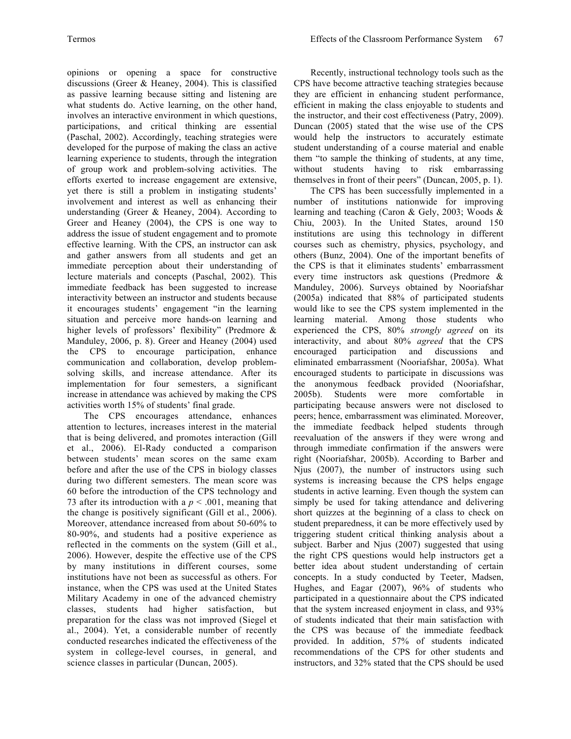opinions or opening a space for constructive discussions (Greer & Heaney, 2004). This is classified as passive learning because sitting and listening are what students do. Active learning, on the other hand, involves an interactive environment in which questions, participations, and critical thinking are essential (Paschal, 2002). Accordingly, teaching strategies were developed for the purpose of making the class an active learning experience to students, through the integration of group work and problem-solving activities. The efforts exerted to increase engagement are extensive, yet there is still a problem in instigating students' involvement and interest as well as enhancing their understanding (Greer & Heaney, 2004). According to Greer and Heaney (2004), the CPS is one way to address the issue of student engagement and to promote effective learning. With the CPS, an instructor can ask and gather answers from all students and get an immediate perception about their understanding of lecture materials and concepts (Paschal, 2002). This immediate feedback has been suggested to increase interactivity between an instructor and students because it encourages students' engagement "in the learning situation and perceive more hands-on learning and higher levels of professors' flexibility" (Predmore & Manduley, 2006, p. 8). Greer and Heaney (2004) used the CPS to encourage participation, enhance communication and collaboration, develop problem-solving skills, and increase attendance. After its implementation for four semesters, a significant increase in attendance was achieved by making the CPS activities worth 15% of students' final grade.

The CPS encourages attendance, enhances attention to lectures, increases interest in the material that is being delivered, and promotes interaction (Gill et al., 2006). El-Rady conducted a comparison between students' mean scores on the same exam before and after the use of the CPS in biology classes during two different semesters. The mean score was 60 before the introduction of the CPS technology and 73 after its introduction with a $p < .001$, meaning that the change is positively significant (Gill et al., 2006). Moreover, attendance increased from about 50-60% to 80-90%, and students had a positive experience as reflected in the comments on the system (Gill et al., 2006). However, despite the effective use of the CPS by many institutions in different courses, some institutions have not been as successful as others. For instance, when the CPS was used at the United States Military Academy in one of the advanced chemistry classes, students had higher satisfaction, but preparation for the class was not improved (Siegel et al., 2004). Yet, a considerable number of recently conducted researches indicated the effectiveness of the system in college-level courses, in general, and science classes in particular (Duncan, 2005).

Recently, instructional technology tools such as the CPS have become attractive teaching strategies because they are efficient in enhancing student performance, efficient in making the class enjoyable to students and the instructor, and their cost effectiveness (Patry, 2009). Duncan (2005) stated that the wise use of the CPS would help the instructors to accurately estimate student understanding of a course material and enable them "to sample the thinking of students, at any time, without students having to risk embarrassing themselves in front of their peers" (Duncan, 2005, p. 1).

The CPS has been successfully implemented in a number of institutions nationwide for improving learning and teaching (Caron & Gely, 2003; Woods & Chiu, 2003). In the United States, around 150 institutions are using this technology in different courses such as chemistry, physics, psychology, and others (Bunz, 2004). One of the important benefits of the CPS is that it eliminates students' embarrassment every time instructors ask questions (Predmore & Manduley, 2006). Surveys obtained by Nooriafshar (2005a) indicated that 88% of participated students would like to see the CPS system implemented in the learning material. Among those students who experienced the CPS, 80% *strongly agreed* on its interactivity, and about 80% *agreed* that the CPS encouraged participation and discussions and eliminated embarrassment (Nooriafshar, 2005a). What encouraged students to participate in discussions was the anonymous feedback provided (Nooriafshar, 2005b). Students were more comfortable in participating because answers were not disclosed to peers; hence, embarrassment was eliminated. Moreover, the immediate feedback helped students through reevaluation of the answers if they were wrong and through immediate confirmation if the answers were right (Nooriafshar, 2005b). According to Barber and Njus (2007), the number of instructors using such systems is increasing because the CPS helps engage students in active learning. Even though the system can simply be used for taking attendance and delivering short quizzes at the beginning of a class to check on student preparedness, it can be more effectively used by triggering student critical thinking analysis about a subject. Barber and Njus (2007) suggested that using the right CPS questions would help instructors get a better idea about student understanding of certain concepts. In a study conducted by Teeter, Madsen, Hughes, and Eagar (2007), 96% of students who participated in a questionnaire about the CPS indicated that the system increased enjoyment in class, and 93% of students indicated that their main satisfaction with the CPS was because of the immediate feedback provided. In addition, 57% of students indicated recommendations of the CPS for other students and instructors, and 32% stated that the CPS should be used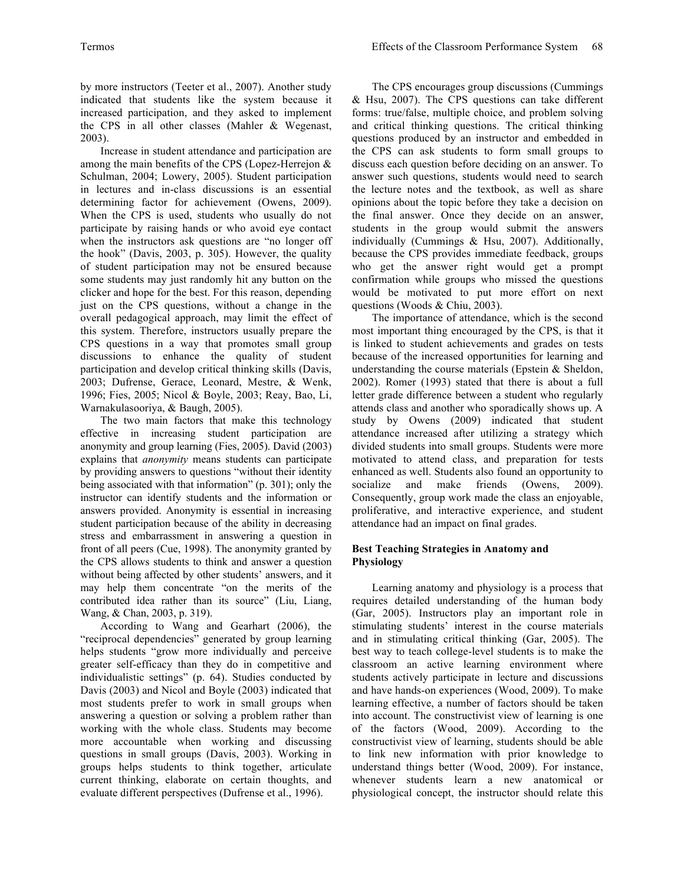by more instructors (Teeter et al., 2007). Another study indicated that students like the system because it increased participation, and they asked to implement the CPS in all other classes (Mahler & Wegenast, 2003).

Increase in student attendance and participation are among the main benefits of the CPS (Lopez-Herrejon & Schulman, 2004; Lowery, 2005). Student participation in lectures and in-class discussions is an essential determining factor for achievement (Owens, 2009). When the CPS is used, students who usually do not participate by raising hands or who avoid eye contact when the instructors ask questions are "no longer off the hook" (Davis, 2003, p. 305). However, the quality of student participation may not be ensured because some students may just randomly hit any button on the clicker and hope for the best. For this reason, depending just on the CPS questions, without a change in the overall pedagogical approach, may limit the effect of this system. Therefore, instructors usually prepare the CPS questions in a way that promotes small group discussions to enhance the quality of student participation and develop critical thinking skills (Davis, 2003; Dufrense, Gerace, Leonard, Mestre, & Wenk, 1996; Fies, 2005; Nicol & Boyle, 2003; Reay, Bao, Li, Warnakulasooriya, & Baugh, 2005).

The two main factors that make this technology effective in increasing student participation are anonymity and group learning (Fies, 2005). David (2003) explains that *anonymity* means students can participate by providing answers to questions "without their identity being associated with that information" (p. 301); only the instructor can identify students and the information or answers provided. Anonymity is essential in increasing student participation because of the ability in decreasing stress and embarrassment in answering a question in front of all peers (Cue, 1998). The anonymity granted by the CPS allows students to think and answer a question without being affected by other students' answers, and it may help them concentrate "on the merits of the contributed idea rather than its source" (Liu, Liang, Wang, & Chan, 2003, p. 319).

According to Wang and Gearhart (2006), the "reciprocal dependencies" generated by group learning helps students "grow more individually and perceive greater self-efficacy than they do in competitive and individualistic settings" (p. 64). Studies conducted by Davis (2003) and Nicol and Boyle (2003) indicated that most students prefer to work in small groups when answering a question or solving a problem rather than working with the whole class. Students may become more accountable when working and discussing questions in small groups (Davis, 2003). Working in groups helps students to think together, articulate current thinking, elaborate on certain thoughts, and evaluate different perspectives (Dufrense et al., 1996).

The CPS encourages group discussions (Cummings & Hsu, 2007). The CPS questions can take different forms: true/false, multiple choice, and problem solving and critical thinking questions. The critical thinking questions produced by an instructor and embedded in the CPS can ask students to form small groups to discuss each question before deciding on an answer. To answer such questions, students would need to search the lecture notes and the textbook, as well as share opinions about the topic before they take a decision on the final answer. Once they decide on an answer, students in the group would submit the answers individually (Cummings & Hsu, 2007). Additionally, because the CPS provides immediate feedback, groups who get the answer right would get a prompt confirmation while groups who missed the questions would be motivated to put more effort on next questions (Woods & Chiu, 2003).

The importance of attendance, which is the second most important thing encouraged by the CPS, is that it is linked to student achievements and grades on tests because of the increased opportunities for learning and understanding the course materials (Epstein & Sheldon, 2002). Romer (1993) stated that there is about a full letter grade difference between a student who regularly attends class and another who sporadically shows up. A study by Owens (2009) indicated that student attendance increased after utilizing a strategy which divided students into small groups. Students were more motivated to attend class, and preparation for tests enhanced as well. Students also found an opportunity to socialize and make friends (Owens, 2009). Consequently, group work made the class an enjoyable, proliferative, and interactive experience, and student attendance had an impact on final grades.

## Best Teaching Strategies in Anatomy and Physiology

Learning anatomy and physiology is a process that requires detailed understanding of the human body (Gar, 2005). Instructors play an important role in stimulating students' interest in the course materials and in stimulating critical thinking (Gar, 2005). The best way to teach college-level students is to make the classroom an active learning environment where students actively participate in lecture and discussions and have hands-on experiences (Wood, 2009). To make learning effective, a number of factors should be taken into account. The constructivist view of learning is one of the factors (Wood, 2009). According to the constructivist view of learning, students should be able to link new information with prior knowledge to understand things better (Wood, 2009). For instance, whenever students learn a new anatomical or physiological concept, the instructor should relate this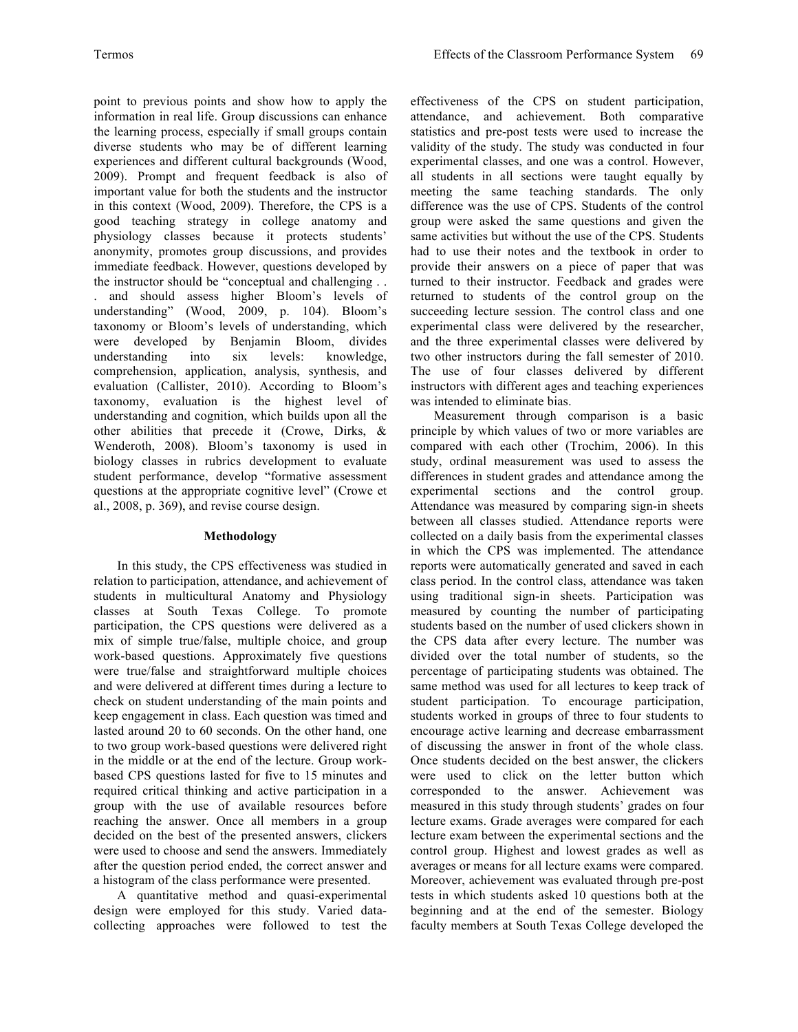point to previous points and show how to apply the information in real life. Group discussions can enhance the learning process, especially if small groups contain diverse students who may be of different learning experiences and different cultural backgrounds (Wood, 2009). Prompt and frequent feedback is also of important value for both the students and the instructor in this context (Wood, 2009). Therefore, the CPS is a good teaching strategy in college anatomy and physiology classes because it protects students' anonymity, promotes group discussions, and provides immediate feedback. However, questions developed by the instructor should be "conceptual and challenging . . . and should assess higher Bloom's levels of understanding" (Wood, 2009, p. 104). Bloom's taxonomy or Bloom's levels of understanding, which were developed by Benjamin Bloom, divides understanding into six levels: knowledge, comprehension, application, analysis, synthesis, and evaluation (Callister, 2010). According to Bloom's taxonomy, evaluation is the highest level of understanding and cognition, which builds upon all the other abilities that precede it (Crowe, Dirks, & Wenderoth, 2008). Bloom's taxonomy is used in biology classes in rubrics development to evaluate student performance, develop "formative assessment questions at the appropriate cognitive level" (Crowe et al., 2008, p. 369), and revise course design.

## Methodology

In this study, the CPS effectiveness was studied in relation to participation, attendance, and achievement of students in multicultural Anatomy and Physiology classes at South Texas College. To promote participation, the CPS questions were delivered as a mix of simple true/false, multiple choice, and group work-based questions. Approximately five questions were true/false and straightforward multiple choices and were delivered at different times during a lecture to check on student understanding of the main points and keep engagement in class. Each question was timed and lasted around 20 to 60 seconds. On the other hand, one to two group work-based questions were delivered right in the middle or at the end of the lecture. Group work-based CPS questions lasted for five to 15 minutes and required critical thinking and active participation in a group with the use of available resources before reaching the answer. Once all members in a group decided on the best of the presented answers, clickers were used to choose and send the answers. Immediately after the question period ended, the correct answer and a histogram of the class performance were presented.

A quantitative method and quasi-experimental design were employed for this study. Varied data-collecting approaches were followed to test the effectiveness of the CPS on student participation, attendance, and achievement. Both comparative statistics and pre-post tests were used to increase the validity of the study. The study was conducted in four experimental classes, and one was a control. However, all students in all sections were taught equally by meeting the same teaching standards. The only difference was the use of CPS. Students of the control group were asked the same questions and given the same activities but without the use of the CPS. Students had to use their notes and the textbook in order to provide their answers on a piece of paper that was turned to their instructor. Feedback and grades were returned to students of the control group on the succeeding lecture session. The control class and one experimental class were delivered by the researcher, and the three experimental classes were delivered by two other instructors during the fall semester of 2010. The use of four classes delivered by different instructors with different ages and teaching experiences was intended to eliminate bias.

Measurement through comparison is a basic principle by which values of two or more variables are compared with each other (Trochim, 2006). In this study, ordinal measurement was used to assess the differences in student grades and attendance among the experimental sections and the control group. Attendance was measured by comparing sign-in sheets between all classes studied. Attendance reports were collected on a daily basis from the experimental classes in which the CPS was implemented. The attendance reports were automatically generated and saved in each class period. In the control class, attendance was taken using traditional sign-in sheets. Participation was measured by counting the number of participating students based on the number of used clickers shown in the CPS data after every lecture. The number was divided over the total number of students, so the percentage of participating students was obtained. The same method was used for all lectures to keep track of student participation. To encourage participation, students worked in groups of three to four students to encourage active learning and decrease embarrassment of discussing the answer in front of the whole class. Once students decided on the best answer, the clickers were used to click on the letter button which corresponded to the answer. Achievement was measured in this study through students' grades on four lecture exams. Grade averages were compared for each lecture exam between the experimental sections and the control group. Highest and lowest grades as well as averages or means for all lecture exams were compared. Moreover, achievement was evaluated through pre-post tests in which students asked 10 questions both at the beginning and at the end of the semester. Biology faculty members at South Texas College developed the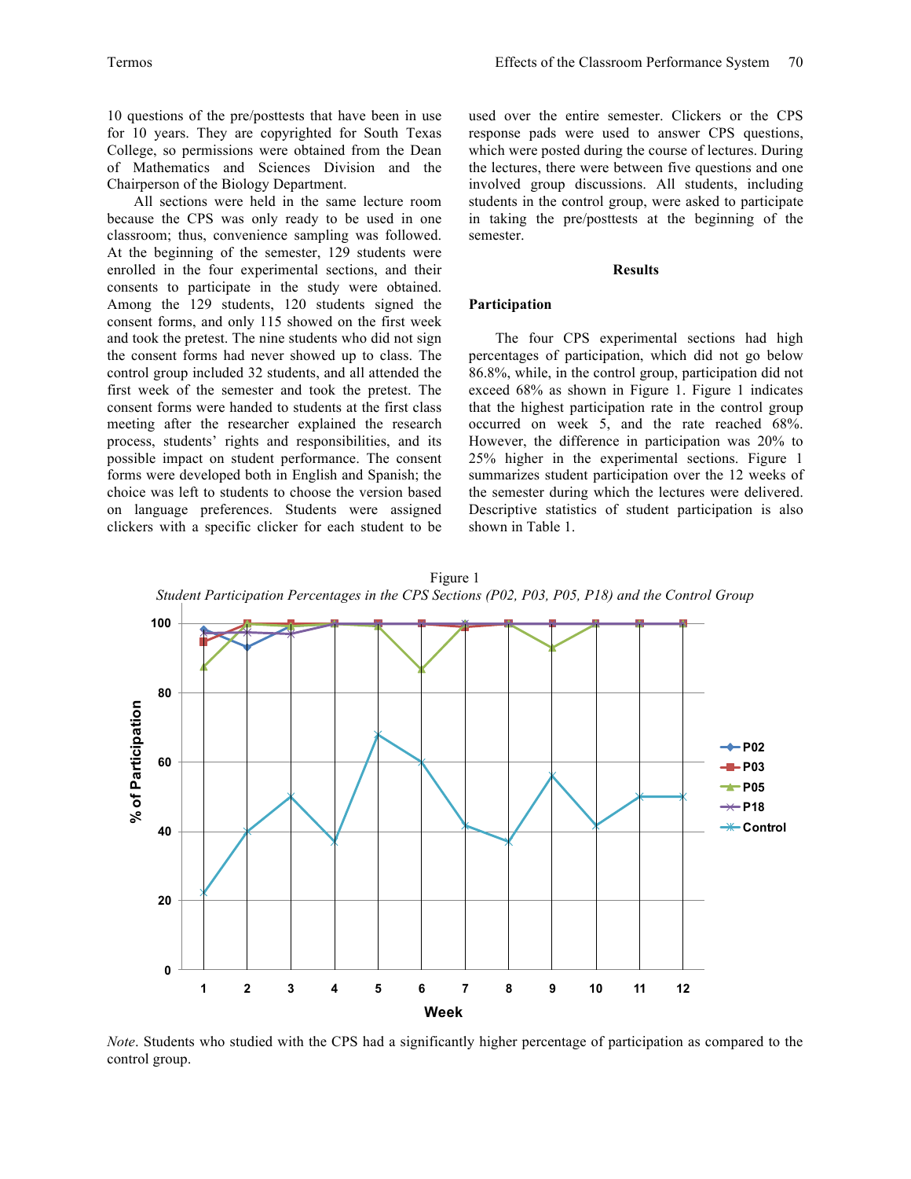10 questions of the pre/posttests that have been in use for 10 years. They are copyrighted for South Texas College, so permissions were obtained from the Dean of Mathematics and Sciences Division and the Chairperson of the Biology Department.

All sections were held in the same lecture room because the CPS was only ready to be used in one classroom; thus, convenience sampling was followed. At the beginning of the semester, 129 students were enrolled in the four experimental sections, and their consents to participate in the study were obtained. Among the 129 students, 120 students signed the consent forms, and only 115 showed on the first week and took the pretest. The nine students who did not sign the consent forms had never showed up to class. The control group included 32 students, and all attended the first week of the semester and took the pretest. The consent forms were handed to students at the first class meeting after the researcher explained the research process, students' rights and responsibilities, and its possible impact on student performance. The consent forms were developed both in English and Spanish; the choice was left to students to choose the version based on language preferences. Students were assigned clickers with a specific clicker for each student to be used over the entire semester. Clickers or the CPS response pads were used to answer CPS questions, which were posted during the course of lectures. During the lectures, there were between five questions and one involved group discussions. All students, including students in the control group, were asked to participate in taking the pre/posttests at the beginning of the semester.

## Results

### Participation

The four CPS experimental sections had high percentages of participation, which did not go below 86.8%, while, in the control group, participation did not exceed 68% as shown in Figure 1. Figure 1 indicates that the highest participation rate in the control group occurred on week 5, and the rate reached 68%. However, the difference in participation was 20% to 25% higher in the experimental sections. Figure 1 summarizes student participation over the 12 weeks of the semester during which the lectures were delivered. Descriptive statistics of student participation is also shown in Table 1.

Figure 1

*Student Participation Percentages in the CPS Sections (P02, P03, P05, P18) and the Control Group*

*Note*. Students who studied with the CPS had a significantly higher percentage of participation as compared to the control group.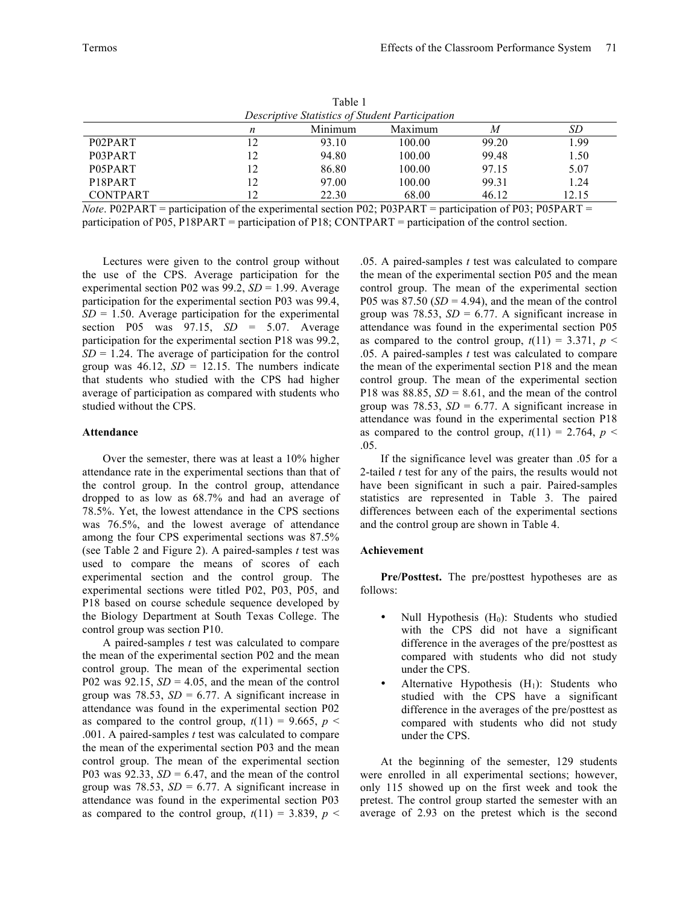Table 1
*Descriptive Statistics of Student Participation*

| | *n* | Minimum | Maximum | *M* | *SD* |
|---|---|---|---|---|---|
| P02PART | 12 | 93.10 | 100.00 | 99.20 | 1.99 |
| P03PART | 12 | 94.80 | 100.00 | 99.48 | 1.50 |
| P05PART | 12 | 86.80 | 100.00 | 97.15 | 5.07 |
| P18PART | 12 | 97.00 | 100.00 | 99.31 | 1.24 |
| CONTPART | 12 | 22.30 | 68.00 | 46.12 | 12.15 |

*Note*. P02PART = participation of the experimental section P02; P03PART = participation of P03; P05PART = participation of P05, P18PART = participation of P18; CONTPART = participation of the control section.

Lectures were given to the control group without the use of the CPS. Average participation for the experimental section P02 was 99.2, $SD = 1.99$. Average participation for the experimental section P03 was 99.4, $SD = 1.50$. Average participation for the experimental section P05 was 97.15, $SD = 5.07$. Average participation for the experimental section P18 was 99.2, $SD = 1.24$. The average of participation for the control group was 46.12, $SD = 12.15$. The numbers indicate that students who studied with the CPS had higher average of participation as compared with students who studied without the CPS.

**Attendance**

Over the semester, there was at least a 10% higher attendance rate in the experimental sections than that of the control group. In the control group, attendance dropped to as low as 68.7% and had an average of 78.5%. Yet, the lowest attendance in the CPS sections was 76.5%, and the lowest average of attendance among the four CPS experimental sections was 87.5% (see Table 2 and Figure 2). A paired-samples *t* test was used to compare the means of scores of each experimental section and the control group. The experimental sections were titled P02, P03, P05, and P18 based on course schedule sequence developed by the Biology Department at South Texas College. The control group was section P10.

A paired-samples *t* test was calculated to compare the mean of the experimental section P02 and the mean control group. The mean of the experimental section P02 was 92.15, $SD = 4.05$, and the mean of the control group was 78.53, $SD = 6.77$. A significant increase in attendance was found in the experimental section P02 as compared to the control group, $t(11) = 9.665$, $p < .001$. A paired-samples *t* test was calculated to compare the mean of the experimental section P03 and the mean control group. The mean of the experimental section P03 was 92.33, $SD = 6.47$, and the mean of the control group was 78.53, $SD = 6.77$. A significant increase in attendance was found in the experimental section P03 as compared to the control group, $t(11) = 3.839$, $p < .05$. A paired-samples *t* test was calculated to compare the mean of the experimental section P05 and the mean control group. The mean of the experimental section P05 was 87.50 ($SD = 4.94$), and the mean of the control group was 78.53, $SD = 6.77$. A significant increase in attendance was found in the experimental section P05 as compared to the control group, $t(11) = 3.371$, $p < .05$. A paired-samples *t* test was calculated to compare the mean of the experimental section P18 and the mean control group. The mean of the experimental section P18 was 88.85, $SD = 8.61$, and the mean of the control group was 78.53, $SD = 6.77$. A significant increase in attendance was found in the experimental section P18 as compared to the control group, $t(11) = 2.764$, $p < .05$.

If the significance level was greater than .05 for a 2-tailed *t* test for any of the pairs, the results would not have been significant in such a pair. Paired-samples statistics are represented in Table 3. The paired differences between each of the experimental sections and the control group are shown in Table 4.

**Achievement**

**Pre/Posttest.** The pre/posttest hypotheses are as follows:

- Null Hypothesis ($H_0$): Students who studied with the CPS did not have a significant difference in the averages of the pre/posttest as compared with students who did not study under the CPS.
- Alternative Hypothesis ($H_1$): Students who studied with the CPS have a significant difference in the averages of the pre/posttest as compared with students who did not study under the CPS.

At the beginning of the semester, 129 students were enrolled in all experimental sections; however, only 115 showed up on the first week and took the pretest. The control group started the semester with an average of 2.93 on the pretest which is the second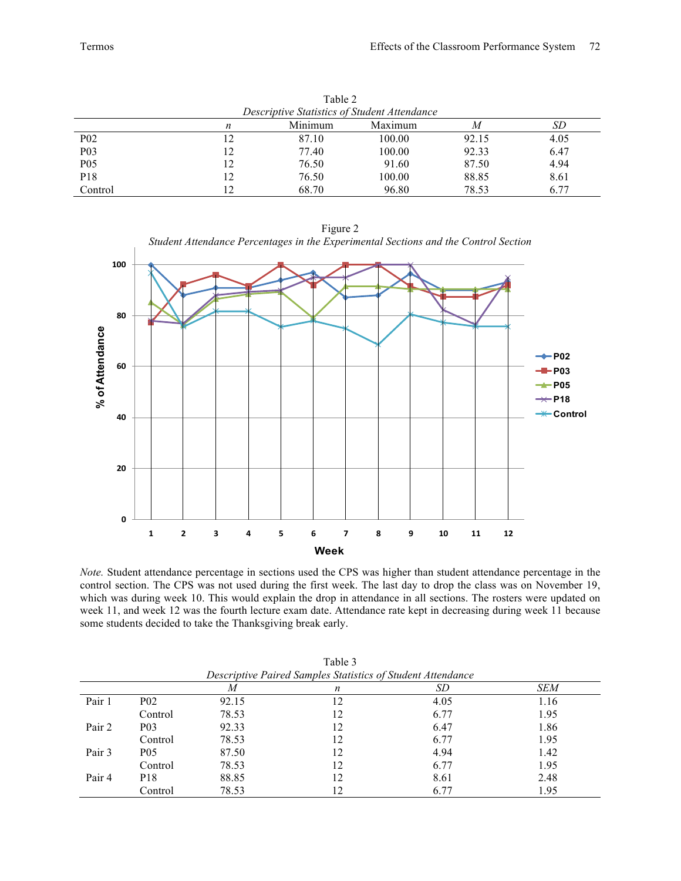Table 2

*Descriptive Statistics of Student Attendance*

| | *n* | Minimum | Maximum | *M* | *SD* |
|---|---|---|---|---|---|
| P02 | 12 | 87.10 | 100.00 | 92.15 | 4.05 |
| P03 | 12 | 77.40 | 100.00 | 92.33 | 6.47 |
| P05 | 12 | 76.50 | 91.60 | 87.50 | 4.94 |
| P18 | 12 | 76.50 | 100.00 | 88.85 | 8.61 |
| Control | 12 | 68.70 | 96.80 | 78.53 | 6.77 |

Figure 2

*Student Attendance Percentages in the Experimental Sections and the Control Section*

*Note.* Student attendance percentage in sections used the CPS was higher than student attendance percentage in the control section. The CPS was not used during the first week. The last day to drop the class was on November 19, which was during week 10. This would explain the drop in attendance in all sections. The rosters were updated on week 11, and week 12 was the fourth lecture exam date. Attendance rate kept in decreasing during week 11 because some students decided to take the Thanksgiving break early.

Table 3

*Descriptive Paired Samples Statistics of Student Attendance*

| | | *M* | *n* | *SD* | *SEM* |
|---|---|---|---|---|---|
| Pair 1 | P02 | 92.15 | 12 | 4.05 | 1.16 |
| | Control | 78.53 | 12 | 6.77 | 1.95 |
| Pair 2 | P03 | 92.33 | 12 | 6.47 | 1.86 |
| | Control | 78.53 | 12 | 6.77 | 1.95 |
| Pair 3 | P05 | 87.50 | 12 | 4.94 | 1.42 |
| | Control | 78.53 | 12 | 6.77 | 1.95 |
| Pair 4 | P18 | 88.85 | 12 | 8.61 | 2.48 |
| | Control | 78.53 | 12 | 6.77 | 1.95 |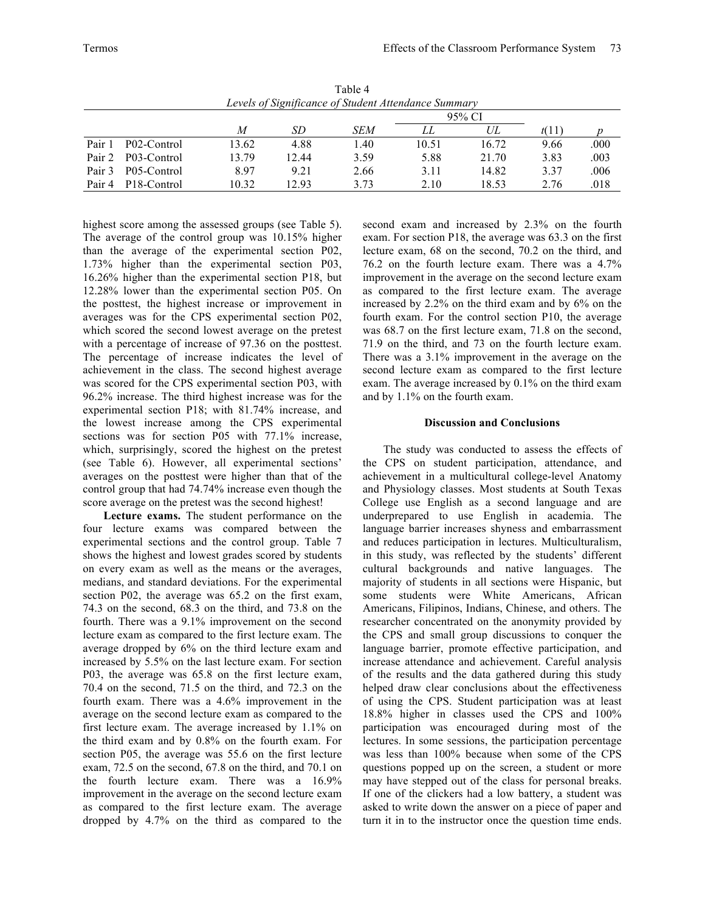Table 4
*Levels of Significance of Student Attendance Summary*

| | | *M* | *SD* | *SEM* | 95% CI | | $t(11)$ | *p* |
|---|---|---|---|---|---|---|---|---|
| | | | | | *LL* | *UL* | | |
| Pair 1 | P02-Control | 13.62 | 4.88 | 1.40 | 10.51 | 16.72 | 9.66 | .000 |
| Pair 2 | P03-Control | 13.79 | 12.44 | 3.59 | 5.88 | 21.70 | 3.83 | .003 |
| Pair 3 | P05-Control | 8.97 | 9.21 | 2.66 | 3.11 | 14.82 | 3.37 | .006 |
| Pair 4 | P18-Control | 10.32 | 12.93 | 3.73 | 2.10 | 18.53 | 2.76 | .018 |

highest score among the assessed groups (see Table 5). The average of the control group was 10.15% higher than the average of the experimental section P02, 1.73% higher than the experimental section P03, 16.26% higher than the experimental section P18, but 12.28% lower than the experimental section P05. On the posttest, the highest increase or improvement in averages was for the CPS experimental section P02, which scored the second lowest average on the pretest with a percentage of increase of 97.36 on the posttest. The percentage of increase indicates the level of achievement in the class. The second highest average was scored for the CPS experimental section P03, with 96.2% increase. The third highest increase was for the experimental section P18; with 81.74% increase, and the lowest increase among the CPS experimental sections was for section P05 with 77.1% increase, which, surprisingly, scored the highest on the pretest (see Table 6). However, all experimental sections' averages on the posttest were higher than that of the control group that had 74.74% increase even though the score average on the pretest was the second highest!

**Lecture exams.** The student performance on the four lecture exams was compared between the experimental sections and the control group. Table 7 shows the highest and lowest grades scored by students on every exam as well as the means or the averages, medians, and standard deviations. For the experimental section P02, the average was 65.2 on the first exam, 74.3 on the second, 68.3 on the third, and 73.8 on the fourth. There was a 9.1% improvement on the second lecture exam as compared to the first lecture exam. The average dropped by 6% on the third lecture exam and increased by 5.5% on the last lecture exam. For section P03, the average was 65.8 on the first lecture exam, 70.4 on the second, 71.5 on the third, and 72.3 on the fourth exam. There was a 4.6% improvement in the average on the second lecture exam as compared to the first lecture exam. The average increased by 1.1% on the third exam and by 0.8% on the fourth exam. For section P05, the average was 55.6 on the first lecture exam, 72.5 on the second, 67.8 on the third, and 70.1 on the fourth lecture exam. There was a 16.9% improvement in the average on the second lecture exam as compared to the first lecture exam. The average dropped by 4.7% on the third as compared to the second exam and increased by 2.3% on the fourth exam. For section P18, the average was 63.3 on the first lecture exam, 68 on the second, 70.2 on the third, and 76.2 on the fourth lecture exam. There was a 4.7% improvement in the average on the second lecture exam as compared to the first lecture exam. The average increased by 2.2% on the third exam and by 6% on the fourth exam. For the control section P10, the average was 68.7 on the first lecture exam, 71.8 on the second, 71.9 on the third, and 73 on the fourth lecture exam. There was a 3.1% improvement in the average on the second lecture exam as compared to the first lecture exam. The average increased by 0.1% on the third exam and by 1.1% on the fourth exam.

## Discussion and Conclusions

The study was conducted to assess the effects of the CPS on student participation, attendance, and achievement in a multicultural college-level Anatomy and Physiology classes. Most students at South Texas College use English as a second language and are underprepared to use English in academia. The language barrier increases shyness and embarrassment and reduces participation in lectures. Multiculturalism, in this study, was reflected by the students' different cultural backgrounds and native languages. The majority of students in all sections were Hispanic, but some students were White Americans, African Americans, Filipinos, Indians, Chinese, and others. The researcher concentrated on the anonymity provided by the CPS and small group discussions to conquer the language barrier, promote effective participation, and increase attendance and achievement. Careful analysis of the results and the data gathered during this study helped draw clear conclusions about the effectiveness of using the CPS. Student participation was at least 18.8% higher in classes used the CPS and 100% participation was encouraged during most of the lectures. In some sessions, the participation percentage was less than 100% because when some of the CPS questions popped up on the screen, a student or more may have stepped out of the class for personal breaks. If one of the clickers had a low battery, a student was asked to write down the answer on a piece of paper and turn it in to the instructor once the question time ends.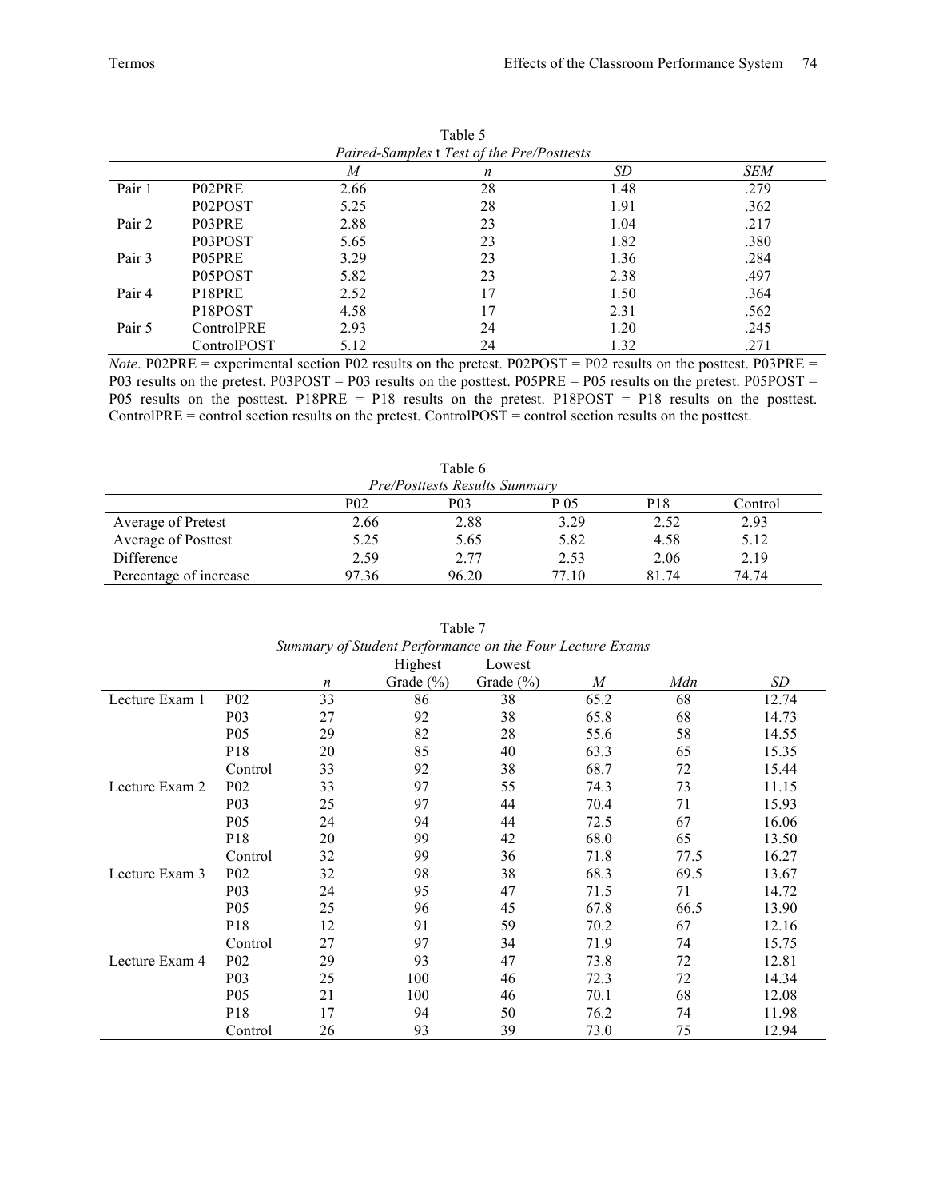Table 5

*Paired-Samples* t *Test of the Pre/Posttests*

| | | *M* | *n* | *SD* | *SEM* |
|---|---|---|---|---|---|
| Pair 1 | P02PRE | 2.66 | 28 | 1.48 | .279 |
| | P02POST | 5.25 | 28 | 1.91 | .362 |
| Pair 2 | P03PRE | 2.88 | 23 | 1.04 | .217 |
| | P03POST | 5.65 | 23 | 1.82 | .380 |
| Pair 3 | P05PRE | 3.29 | 23 | 1.36 | .284 |
| | P05POST | 5.82 | 23 | 2.38 | .497 |
| Pair 4 | P18PRE | 2.52 | 17 | 1.50 | .364 |
| | P18POST | 4.58 | 17 | 2.31 | .562 |
| Pair 5 | ControlPRE | 2.93 | 24 | 1.20 | .245 |
| | ControlPOST | 5.12 | 24 | 1.32 | .271 |

*Note*. P02PRE = experimental section P02 results on the pretest. P02POST = P02 results on the posttest. P03PRE = P03 results on the pretest. P03POST = P03 results on the posttest. P05PRE = P05 results on the pretest. P05POST = P05 results on the posttest. P18PRE = P18 results on the pretest. P18POST = P18 results on the posttest. ControlPRE = control section results on the pretest. ControlPOST = control section results on the posttest.

Table 6

*Pre/Posttests Results Summary*

| | P02 | P03 | P 05 | P18 | Control |
|---|---|---|---|---|---|
| Average of Pretest | 2.66 | 2.88 | 3.29 | 2.52 | 2.93 |
| Average of Posttest | 5.25 | 5.65 | 5.82 | 4.58 | 5.12 |
| Difference | 2.59 | 2.77 | 2.53 | 2.06 | 2.19 |
| Percentage of increase | 97.36 | 96.20 | 77.10 | 81.74 | 74.74 |

Table 7

*Summary of Student Performance on the Four Lecture Exams*

| | | *n* | Highest Grade (%) | Lowest Grade (%) | *M* | *Mdn* | *SD* |
|---|---|---|---|---|---|---|---|
| Lecture Exam 1 | P02 | 33 | 86 | 38 | 65.2 | 68 | 12.74 |
| | P03 | 27 | 92 | 38 | 65.8 | 68 | 14.73 |
| | P05 | 29 | 82 | 28 | 55.6 | 58 | 14.55 |
| | P18 | 20 | 85 | 40 | 63.3 | 65 | 15.35 |
| | Control | 33 | 92 | 38 | 68.7 | 72 | 15.44 |
| Lecture Exam 2 | P02 | 33 | 97 | 55 | 74.3 | 73 | 11.15 |
| | P03 | 25 | 97 | 44 | 70.4 | 71 | 15.93 |
| | P05 | 24 | 94 | 44 | 72.5 | 67 | 16.06 |
| | P18 | 20 | 99 | 42 | 68.0 | 65 | 13.50 |
| | Control | 32 | 99 | 36 | 71.8 | 77.5 | 16.27 |
| Lecture Exam 3 | P02 | 32 | 98 | 38 | 68.3 | 69.5 | 13.67 |
| | P03 | 24 | 95 | 47 | 71.5 | 71 | 14.72 |
| | P05 | 25 | 96 | 45 | 67.8 | 66.5 | 13.90 |
| | P18 | 12 | 91 | 59 | 70.2 | 67 | 12.16 |
| | Control | 27 | 97 | 34 | 71.9 | 74 | 15.75 |
| Lecture Exam 4 | P02 | 29 | 93 | 47 | 73.8 | 72 | 12.81 |
| | P03 | 25 | 100 | 46 | 72.3 | 72 | 14.34 |
| | P05 | 21 | 100 | 46 | 70.1 | 68 | 12.08 |
| | P18 | 17 | 94 | 50 | 76.2 | 74 | 11.98 |
| | Control | 26 | 93 | 39 | 73.0 | 75 | 12.94 |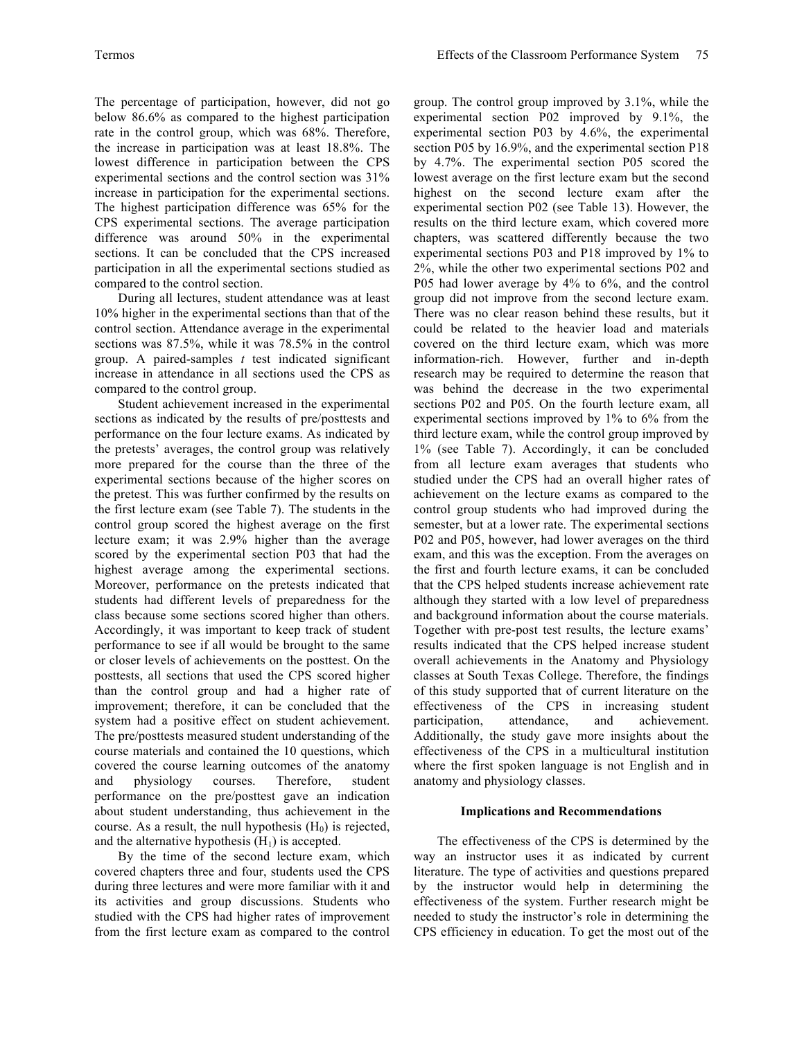The percentage of participation, however, did not go below 86.6% as compared to the highest participation rate in the control group, which was 68%. Therefore, the increase in participation was at least 18.8%. The lowest difference in participation between the CPS experimental sections and the control section was 31% increase in participation for the experimental sections. The highest participation difference was 65% for the CPS experimental sections. The average participation difference was around 50% in the experimental sections. It can be concluded that the CPS increased participation in all the experimental sections studied as compared to the control section.

During all lectures, student attendance was at least 10% higher in the experimental sections than that of the control section. Attendance average in the experimental sections was 87.5%, while it was 78.5% in the control group. A paired-samples *t* test indicated significant increase in attendance in all sections used the CPS as compared to the control group.

Student achievement increased in the experimental sections as indicated by the results of pre/posttests and performance on the four lecture exams. As indicated by the pretests' averages, the control group was relatively more prepared for the course than the three of the experimental sections because of the higher scores on the pretest. This was further confirmed by the results on the first lecture exam (see Table 7). The students in the control group scored the highest average on the first lecture exam; it was 2.9% higher than the average scored by the experimental section P03 that had the highest average among the experimental sections. Moreover, performance on the pretests indicated that students had different levels of preparedness for the class because some sections scored higher than others. Accordingly, it was important to keep track of student performance to see if all would be brought to the same or closer levels of achievements on the posttest. On the posttests, all sections that used the CPS scored higher than the control group and had a higher rate of improvement; therefore, it can be concluded that the system had a positive effect on student achievement. The pre/posttests measured student understanding of the course materials and contained the 10 questions, which covered the course learning outcomes of the anatomy and physiology courses. Therefore, student performance on the pre/posttest gave an indication about student understanding, thus achievement in the course. As a result, the null hypothesis ($H_0$) is rejected, and the alternative hypothesis ($H_1$) is accepted.

By the time of the second lecture exam, which covered chapters three and four, students used the CPS during three lectures and were more familiar with it and its activities and group discussions. Students who studied with the CPS had higher rates of improvement from the first lecture exam as compared to the control group. The control group improved by 3.1%, while the experimental section P02 improved by 9.1%, the experimental section P03 by 4.6%, the experimental section P05 by 16.9%, and the experimental section P18 by 4.7%. The experimental section P05 scored the lowest average on the first lecture exam but the second highest on the second lecture exam after the experimental section P02 (see Table 13). However, the results on the third lecture exam, which covered more chapters, was scattered differently because the two experimental sections P03 and P18 improved by 1% to 2%, while the other two experimental sections P02 and P05 had lower average by 4% to 6%, and the control group did not improve from the second lecture exam. There was no clear reason behind these results, but it could be related to the heavier load and materials covered on the third lecture exam, which was more information-rich. However, further and in-depth research may be required to determine the reason that was behind the decrease in the two experimental sections P02 and P05. On the fourth lecture exam, all experimental sections improved by 1% to 6% from the third lecture exam, while the control group improved by 1% (see Table 7). Accordingly, it can be concluded from all lecture exam averages that students who studied under the CPS had an overall higher rates of achievement on the lecture exams as compared to the control group students who had improved during the semester, but at a lower rate. The experimental sections P02 and P05, however, had lower averages on the third exam, and this was the exception. From the averages on the first and fourth lecture exams, it can be concluded that the CPS helped students increase achievement rate although they started with a low level of preparedness and background information about the course materials. Together with pre-post test results, the lecture exams' results indicated that the CPS helped increase student overall achievements in the Anatomy and Physiology classes at South Texas College. Therefore, the findings of this study supported that of current literature on the effectiveness of the CPS in increasing student participation, attendance, and achievement. Additionally, the study gave more insights about the effectiveness of the CPS in a multicultural institution where the first spoken language is not English and in anatomy and physiology classes.

## Implications and Recommendations

The effectiveness of the CPS is determined by the way an instructor uses it as indicated by current literature. The type of activities and questions prepared by the instructor would help in determining the effectiveness of the system. Further research might be needed to study the instructor's role in determining the CPS efficiency in education. To get the most out of the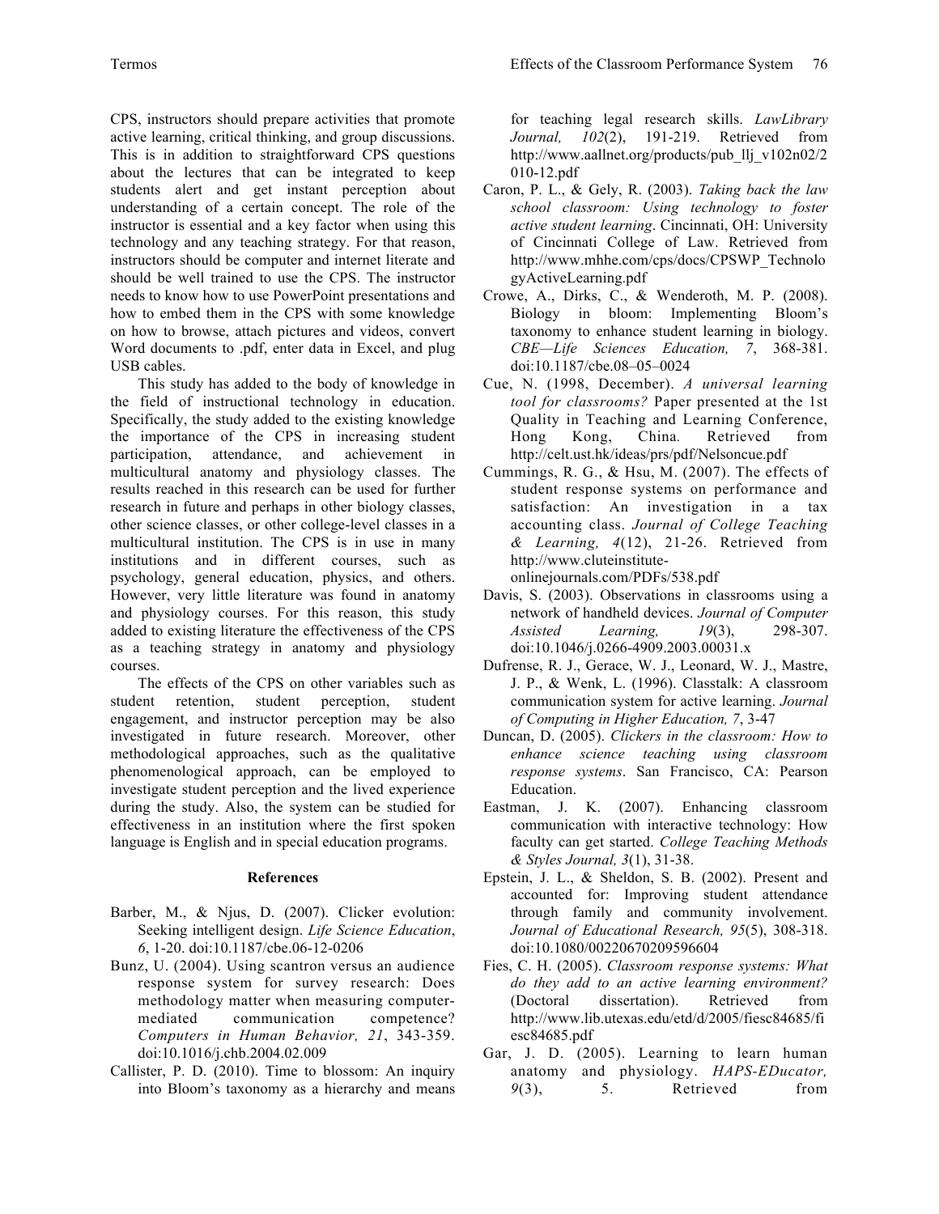CPS, instructors should prepare activities that promote active learning, critical thinking, and group discussions. This is in addition to straightforward CPS questions about the lectures that can be integrated to keep students alert and get instant perception about understanding of a certain concept. The role of the instructor is essential and a key factor when using this technology and any teaching strategy. For that reason, instructors should be computer and internet literate and should be well trained to use the CPS. The instructor needs to know how to use PowerPoint presentations and how to embed them in the CPS with some knowledge on how to browse, attach pictures and videos, convert Word documents to .pdf, enter data in Excel, and plug USB cables.

This study has added to the body of knowledge in the field of instructional technology in education. Specifically, the study added to the existing knowledge the importance of the CPS in increasing student participation, attendance, and achievement in multicultural anatomy and physiology classes. The results reached in this research can be used for further research in future and perhaps in other biology classes, other science classes, or other college-level classes in a multicultural institution. The CPS is in use in many institutions and in different courses, such as psychology, general education, physics, and others. However, very little literature was found in anatomy and physiology courses. For this reason, this study added to existing literature the effectiveness of the CPS as a teaching strategy in anatomy and physiology courses.

The effects of the CPS on other variables such as student retention, student perception, student engagement, and instructor perception may be also investigated in future research. Moreover, other methodological approaches, such as the qualitative phenomenological approach, can be employed to investigate student perception and the lived experience during the study. Also, the system can be studied for effectiveness in an institution where the first spoken language is English and in special education programs.

## References

Barber, M., & Njus, D. (2007). Clicker evolution: Seeking intelligent design. *Life Science Education*, *6*, 1-20. doi:10.1187/cbe.06-12-0206

Bunz, U. (2004). Using scantron versus an audience response system for survey research: Does methodology matter when measuring computer-mediated communication competence? *Computers in Human Behavior, 21*, 343-359. doi:10.1016/j.chb.2004.02.009

Callister, P. D. (2010). Time to blossom: An inquiry into Bloom's taxonomy as a hierarchy and means for teaching legal research skills. *LawLibrary Journal, 102*(2), 191-219. Retrieved from http://www.aallnet.org/products/pub_llj_v102n02/2010-12.pdf

Caron, P. L., & Gely, R. (2003). *Taking back the law school classroom: Using technology to foster active student learning*. Cincinnati, OH: University of Cincinnati College of Law. Retrieved from http://www.mhhe.com/cps/docs/CPSWP_TechnologyActiveLearning.pdf

Crowe, A., Dirks, C., & Wenderoth, M. P. (2008). Biology in bloom: Implementing Bloom's taxonomy to enhance student learning in biology. *CBE—Life Sciences Education, 7*, 368-381. doi:10.1187/cbe.08–05–0024

Cue, N. (1998, December). *A universal learning tool for classrooms?* Paper presented at the 1st Quality in Teaching and Learning Conference, Hong Kong, China. Retrieved from http://celt.ust.hk/ideas/prs/pdf/Nelsoncue.pdf

Cummings, R. G., & Hsu, M. (2007). The effects of student response systems on performance and satisfaction: An investigation in a tax accounting class. *Journal of College Teaching & Learning, 4*(12), 21-26. Retrieved from http://www.cluteinstitute-onlinejournals.com/PDFs/538.pdf

Davis, S. (2003). Observations in classrooms using a network of handheld devices. *Journal of Computer Assisted Learning, 19*(3), 298-307. doi:10.1046/j.0266-4909.2003.00031.x

Dufrense, R. J., Gerace, W. J., Leonard, W. J., Mastre, J. P., & Wenk, L. (1996). Classtalk: A classroom communication system for active learning. *Journal of Computing in Higher Education, 7*, 3-47

Duncan, D. (2005). *Clickers in the classroom: How to enhance science teaching using classroom response systems*. San Francisco, CA: Pearson Education.

Eastman, J. K. (2007). Enhancing classroom communication with interactive technology: How faculty can get started. *College Teaching Methods & Styles Journal, 3*(1), 31-38.

Epstein, J. L., & Sheldon, S. B. (2002). Present and accounted for: Improving student attendance through family and community involvement. *Journal of Educational Research, 95*(5), 308-318. doi:10.1080/00220670209596604

Fies, C. H. (2005). *Classroom response systems: What do they add to an active learning environment?* (Doctoral dissertation). Retrieved from http://www.lib.utexas.edu/etd/d/2005/fiesc84685/fiesc84685.pdf

Gar, J. D. (2005). Learning to learn human anatomy and physiology. *HAPS-EDucator, 9*(3), 5. Retrieved from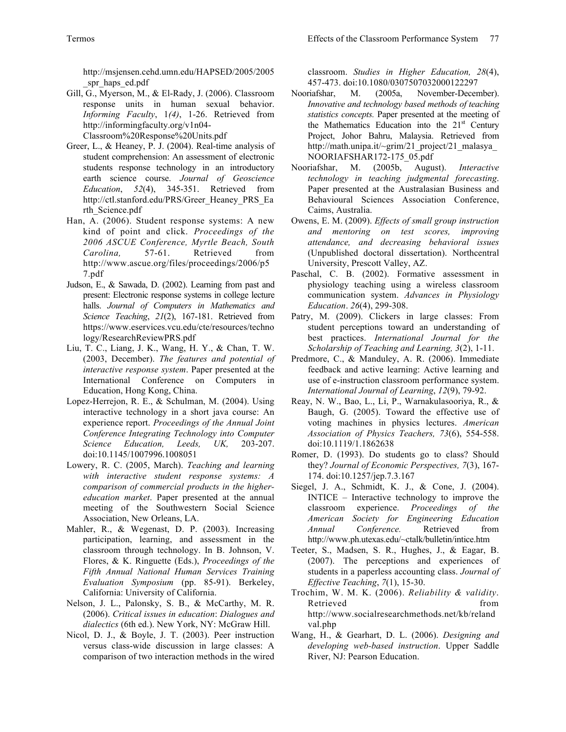http://msjensen.cehd.umn.edu/HAPSED/2005/2005_spr_haps_ed.pdf

Gill, G., Myerson, M., & El-Rady, J. (2006). Classroom response units in human sexual behavior. *Informing Faculty*, 1*(4)*, 1-26. Retrieved from http://informingfaculty.org/v1n04-Classroom%20Response%20Units.pdf

Greer, L., & Heaney, P. J. (2004). Real-time analysis of student comprehension: An assessment of electronic students response technology in an introductory earth science course. *Journal of Geoscience Education*, *52*(4), 345-351. Retrieved from http://ctl.stanford.edu/PRS/Greer_Heaney_PRS_Earth_Science.pdf

Han, A. (2006). Student response systems: A new kind of point and click. *Proceedings of the 2006 ASCUE Conference, Myrtle Beach, South Carolina,* 57-61. Retrieved from http://www.ascue.org/files/proceedings/2006/p57.pdf

Judson, E., & Sawada, D. (2002). Learning from past and present: Electronic response systems in college lecture halls. *Journal of Computers in Mathematics and Science Teaching*, *21*(2), 167-181. Retrieved from https://www.eservices.vcu.edu/cte/resources/technology/ResearchReviewPRS.pdf

Liu, T. C., Liang, J. K., Wang, H. Y., & Chan, T. W. (2003, December). *The features and potential of interactive response system*. Paper presented at the International Conference on Computers in Education, Hong Kong, China.

Lopez-Herrejon, R. E., & Schulman, M. (2004). Using interactive technology in a short java course: An experience report. *Proceedings of the Annual Joint Conference Integrating Technology into Computer Science Education, Leeds, UK,* 203-207. doi:10.1145/1007996.1008051

Lowery, R. C. (2005, March). *Teaching and learning with interactive student response systems: A comparison of commercial products in the higher-education market*. Paper presented at the annual meeting of the Southwestern Social Science Association, New Orleans, LA.

Mahler, R., & Wegenast, D. P. (2003). Increasing participation, learning, and assessment in the classroom through technology. In B. Johnson, V. Flores, & K. Ringuette (Eds.), *Proceedings of the Fifth Annual National Human Services Training Evaluation Symposium* (pp. 85-91). Berkeley, California: University of California.

Nelson, J. L., Palonsky, S. B., & McCarthy, M. R. (2006). *Critical issues in education*: *Dialogues and dialectics* (6th ed.). New York, NY: McGraw Hill.

Nicol, D. J., & Boyle, J. T. (2003). Peer instruction versus class-wide discussion in large classes: A comparison of two interaction methods in the wired classroom. *Studies in Higher Education, 28*(4), 457-473. doi:10.1080/0307507032000122297

Nooriafshar, M. (2005a, November-December). *Innovative and technology based methods of teaching statistics concepts.* Paper presented at the meeting of the Mathematics Education into the 21st Century Project, Johor Bahru, Malaysia. Retrieved from http://math.unipa.it/~grim/21_project/21_malasya_NOORIAFSHAR172-175_05.pdf

Nooriafshar, M. (2005b, August). *Interactive technology in teaching judgmental forecasting*. Paper presented at the Australasian Business and Behavioural Sciences Association Conference, Caims, Australia.

Owens, E. M. (2009). *Effects of small group instruction and mentoring on test scores, improving attendance, and decreasing behavioral issues* (Unpublished doctoral dissertation). Northcentral University, Prescott Valley, AZ.

Paschal, C. B. (2002). Formative assessment in physiology teaching using a wireless classroom communication system. *Advances in Physiology Education*. *26*(4), 299-308.

Patry, M. (2009). Clickers in large classes: From student perceptions toward an understanding of best practices. *International Journal for the Scholarship of Teaching and Learning, 3*(2), 1-11.

Predmore, C., & Manduley, A. R. (2006). Immediate feedback and active learning: Active learning and use of e-instruction classroom performance system. *International Journal of Learning*, *12*(9), 79-92.

Reay, N. W., Bao, L., Li, P., Warnakulasooriya, R., & Baugh, G. (2005). Toward the effective use of voting machines in physics lectures. *American Association of Physics Teachers, 73*(6), 554-558. doi:10.1119/1.1862638

Romer, D. (1993). Do students go to class? Should they? *Journal of Economic Perspectives, 7*(3), 167-174. doi:10.1257/jep.7.3.167

Siegel, J. A., Schmidt, K. J., & Cone, J. (2004). INTICE – Interactive technology to improve the classroom experience. *Proceedings of the American Society for Engineering Education Annual Conference.* Retrieved from http://www.ph.utexas.edu/~ctalk/bulletin/intice.htm

Teeter, S., Madsen, S. R., Hughes, J., & Eagar, B. (2007). The perceptions and experiences of students in a paperless accounting class. *Journal of Effective Teaching*, *7*(1), 15-30.

Trochim, W. M. K. (2006). *Reliability & validity*. Retrieved from http://www.socialresearchmethods.net/kb/relandval.php

Wang, H., & Gearhart, D. L. (2006). *Designing and developing web-based instruction*. Upper Saddle River, NJ: Pearson Education.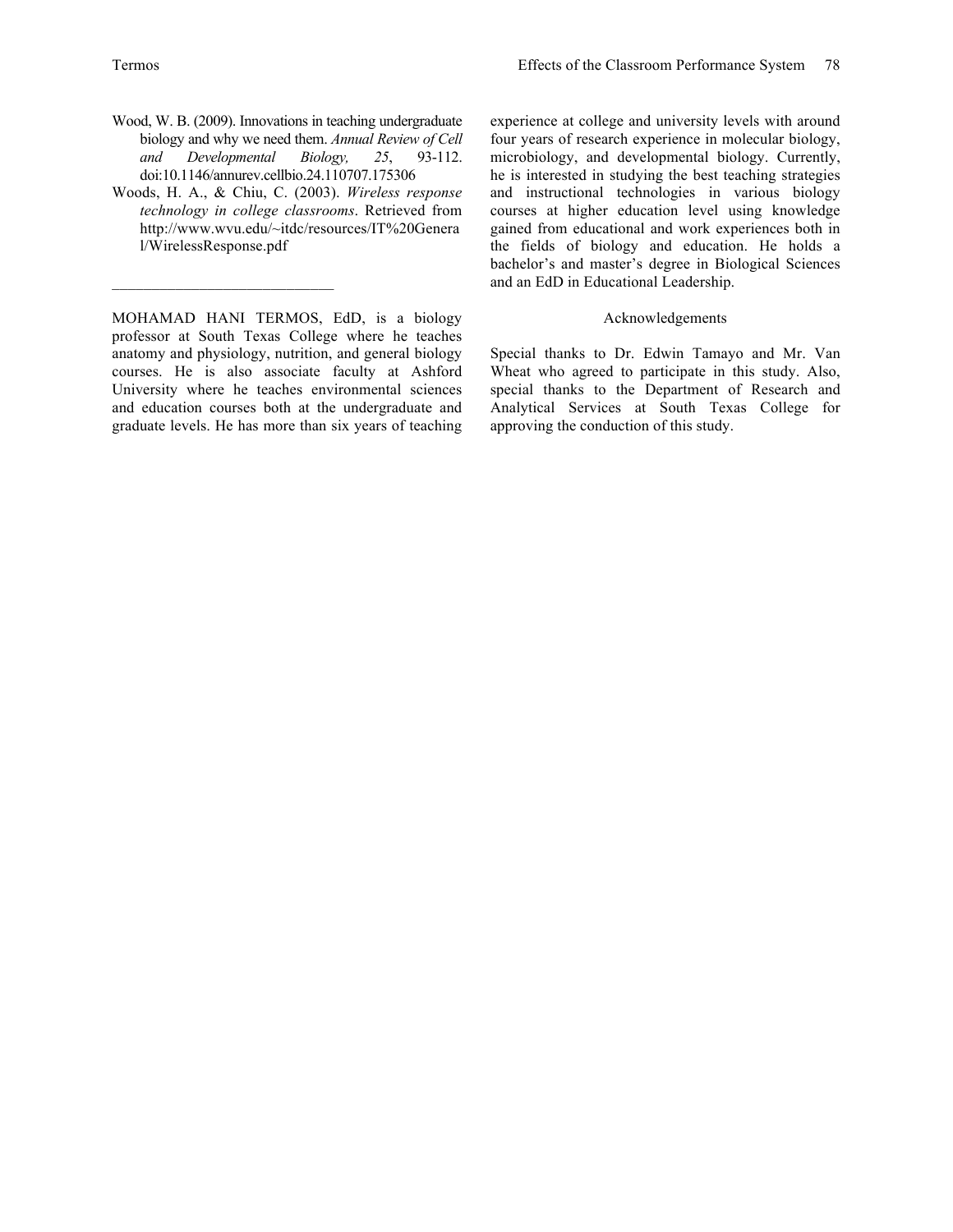Wood, W. B. (2009). Innovations in teaching undergraduate biology and why we need them. *Annual Review of Cell and Developmental Biology, 25*, 93-112. doi:10.1146/annurev.cellbio.24.110707.175306

Woods, H. A., & Chiu, C. (2003). *Wireless response technology in college classrooms*. Retrieved from http://www.wvu.edu/~itdc/resources/IT%20General/WirelessResponse.pdf

______________________________

MOHAMAD HANI TERMOS, EdD, is a biology professor at South Texas College where he teaches anatomy and physiology, nutrition, and general biology courses. He is also associate faculty at Ashford University where he teaches environmental sciences and education courses both at the undergraduate and graduate levels. He has more than six years of teaching experience at college and university levels with around four years of research experience in molecular biology, microbiology, and developmental biology. Currently, he is interested in studying the best teaching strategies and instructional technologies in various biology courses at higher education level using knowledge gained from educational and work experiences both in the fields of biology and education. He holds a bachelor's and master's degree in Biological Sciences and an EdD in Educational Leadership.

## Acknowledgements

Special thanks to Dr. Edwin Tamayo and Mr. Van Wheat who agreed to participate in this study. Also, special thanks to the Department of Research and Analytical Services at South Texas College for approving the conduction of this study.